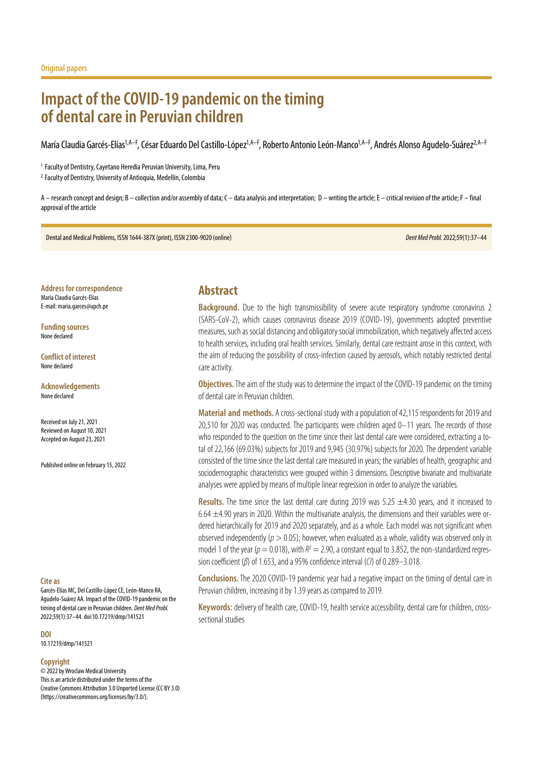Original papers

# Impact of the COVID-19 pandemic on the timing of dental care in Peruvian children

María Claudia Garcés-Elías[1,A–F], César Eduardo Del Castillo-López[1,A–F], Roberto Antonio León-Manco[1,A–F], Andrés Alonso Agudelo-Suárez[2,A–F]

[1] Faculty of Dentistry, Cayetano Heredia Peruvian University, Lima, Peru

[2] Faculty of Dentistry, University of Antioquia, Medellín, Colombia

A – research concept and design; B – collection and/or assembly of data; C – data analysis and interpretation; D – writing the article; E – critical revision of the article; F – final approval of the article

Dental and Medical Problems, ISSN 1644-387X (print), ISSN 2300-9020 (online)

*Dent Med Probl.* 2022;59(1):37–44

**Address for correspondence**
María Claudia Garcés-Elías
E-mail: maria.garces@upch.pe

**Funding sources**
None declared

**Conflict of interest**
None declared

**Acknowledgements**
None declared

Received on July 21, 2021
Reviewed on August 10, 2021
Accepted on August 23, 2021

Published online on February 15, 2022

## Abstract

**Background.** Due to the high transmissibility of severe acute respiratory syndrome coronavirus 2 (SARS-CoV-2), which causes coronavirus disease 2019 (COVID-19), governments adopted preventive measures, such as social distancing and obligatory social immobilization, which negatively affected access to health services, including oral health services. Similarly, dental care restraint arose in this context, with the aim of reducing the possibility of cross-infection caused by aerosols, which notably restricted dental care activity.

**Objectives.** The aim of the study was to determine the impact of the COVID-19 pandemic on the timing of dental care in Peruvian children.

**Material and methods.** A cross-sectional study with a population of 42,115 respondents for 2019 and 20,510 for 2020 was conducted. The participants were children aged 0–11 years. The records of those who responded to the question on the time since their last dental care were considered, extracting a total of 22,166 (69.03%) subjects for 2019 and 9,945 (30.97%) subjects for 2020. The dependent variable consisted of the time since the last dental care measured in years; the variables of health, geographic and sociodemographic characteristics were grouped within 3 dimensions. Descriptive bivariate and multivariate analyses were applied by means of multiple linear regression in order to analyze the variables.

**Results.** The time since the last dental care during 2019 was 5.25 ±4.30 years, and it increased to 6.64 ±4.90 years in 2020. Within the multivariate analysis, the dimensions and their variables were ordered hierarchically for 2019 and 2020 separately, and as a whole. Each model was not significant when observed independently ($p > 0.05$); however, when evaluated as a whole, validity was observed only in model 1 of the year ($p = 0.018$), with $R^2 = 2.90$, a constant equal to 3.852, the non-standardized regression coefficient ($\beta$) of 1.653, and a 95% confidence interval (*CI*) of 0.289–3.018.

**Conclusions.** The 2020 COVID-19 pandemic year had a negative impact on the timing of dental care in Peruvian children, increasing it by 1.39 years as compared to 2019.

**Keywords:** delivery of health care, COVID-19, health service accessibility, dental care for children, cross-sectional studies

**Cite as**
Garcés-Elías MC, Del Castillo-López CE, León-Manco RA, Agudelo-Suárez AA. Impact of the COVID-19 pandemic on the timing of dental care in Peruvian children. *Dent Med Probl.* 2022;59(1):37–44. doi:10.17219/dmp/141521

**DOI**
10.17219/dmp/141521

**Copyright**
© 2022 by Wroclaw Medical University
This is an article distributed under the terms of the Creative Commons Attribution 3.0 Unported License (CC BY 3.0) (https://creativecommons.org/licenses/by/3.0/).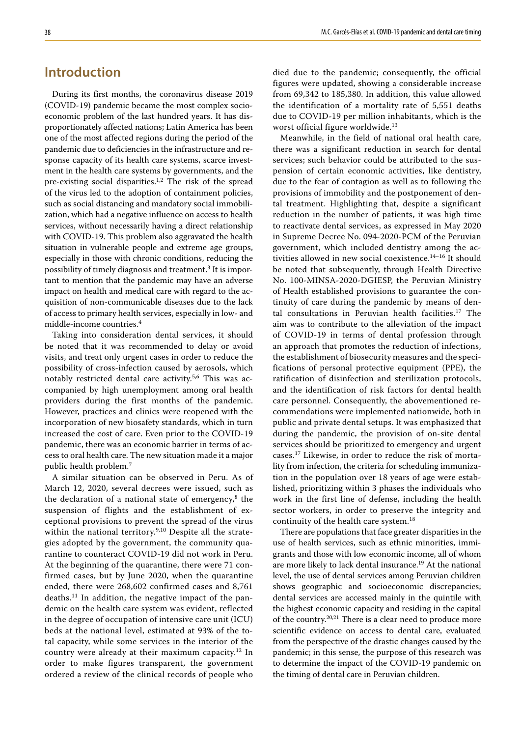## Introduction

During its first months, the coronavirus disease 2019 (COVID-19) pandemic became the most complex socioeconomic problem of the last hundred years. It has disproportionately affected nations; Latin America has been one of the most affected regions during the period of the pandemic due to deficiencies in the infrastructure and response capacity of its health care systems, scarce investment in the health care systems by governments, and the pre-existing social disparities.[1,2] The risk of the spread of the virus led to the adoption of containment policies, such as social distancing and mandatory social immobilization, which had a negative influence on access to health services, without necessarily having a direct relationship with COVID-19. This problem also aggravated the health situation in vulnerable people and extreme age groups, especially in those with chronic conditions, reducing the possibility of timely diagnosis and treatment.[3] It is important to mention that the pandemic may have an adverse impact on health and medical care with regard to the acquisition of non-communicable diseases due to the lack of access to primary health services, especially in low- and middle-income countries.[4]

Taking into consideration dental services, it should be noted that it was recommended to delay or avoid visits, and treat only urgent cases in order to reduce the possibility of cross-infection caused by aerosols, which notably restricted dental care activity.[5,6] This was accompanied by high unemployment among oral health providers during the first months of the pandemic. However, practices and clinics were reopened with the incorporation of new biosafety standards, which in turn increased the cost of care. Even prior to the COVID-19 pandemic, there was an economic barrier in terms of access to oral health care. The new situation made it a major public health problem.[7]

A similar situation can be observed in Peru. As of March 12, 2020, several decrees were issued, such as the declaration of a national state of emergency,[8] the suspension of flights and the establishment of exceptional provisions to prevent the spread of the virus within the national territory.[9,10] Despite all the strategies adopted by the government, the community quarantine to counteract COVID-19 did not work in Peru. At the beginning of the quarantine, there were 71 confirmed cases, but by June 2020, when the quarantine ended, there were 268,602 confirmed cases and 8,761 deaths.[11] In addition, the negative impact of the pandemic on the health care system was evident, reflected in the degree of occupation of intensive care unit (ICU) beds at the national level, estimated at 93% of the total capacity, while some services in the interior of the country were already at their maximum capacity.[12] In order to make figures transparent, the government ordered a review of the clinical records of people who died due to the pandemic; consequently, the official figures were updated, showing a considerable increase from 69,342 to 185,380. In addition, this value allowed the identification of a mortality rate of 5,551 deaths due to COVID-19 per million inhabitants, which is the worst official figure worldwide.[13]

Meanwhile, in the field of national oral health care, there was a significant reduction in search for dental services; such behavior could be attributed to the suspension of certain economic activities, like dentistry, due to the fear of contagion as well as to following the provisions of immobility and the postponement of dental treatment. Highlighting that, despite a significant reduction in the number of patients, it was high time to reactivate dental services, as expressed in May 2020 in Supreme Decree No. 094-2020-PCM of the Peruvian government, which included dentistry among the activities allowed in new social coexistence.[14–16] It should be noted that subsequently, through Health Directive No. 100-MINSA-2020-DGIESP, the Peruvian Ministry of Health established provisions to guarantee the continuity of care during the pandemic by means of dental consultations in Peruvian health facilities.[17] The aim was to contribute to the alleviation of the impact of COVID-19 in terms of dental profession through an approach that promotes the reduction of infections, the establishment of biosecurity measures and the specifications of personal protective equipment (PPE), the ratification of disinfection and sterilization protocols, and the identification of risk factors for dental health care personnel. Consequently, the abovementioned recommendations were implemented nationwide, both in public and private dental setups. It was emphasized that during the pandemic, the provision of on-site dental services should be prioritized to emergency and urgent cases.[17] Likewise, in order to reduce the risk of mortality from infection, the criteria for scheduling immunization in the population over 18 years of age were established, prioritizing within 3 phases the individuals who work in the first line of defense, including the health sector workers, in order to preserve the integrity and continuity of the health care system.[18]

There are populations that face greater disparities in the use of health services, such as ethnic minorities, immigrants and those with low economic income, all of whom are more likely to lack dental insurance.[19] At the national level, the use of dental services among Peruvian children shows geographic and socioeconomic discrepancies; dental services are accessed mainly in the quintile with the highest economic capacity and residing in the capital of the country.[20,21] There is a clear need to produce more scientific evidence on access to dental care, evaluated from the perspective of the drastic changes caused by the pandemic; in this sense, the purpose of this research was to determine the impact of the COVID-19 pandemic on the timing of dental care in Peruvian children.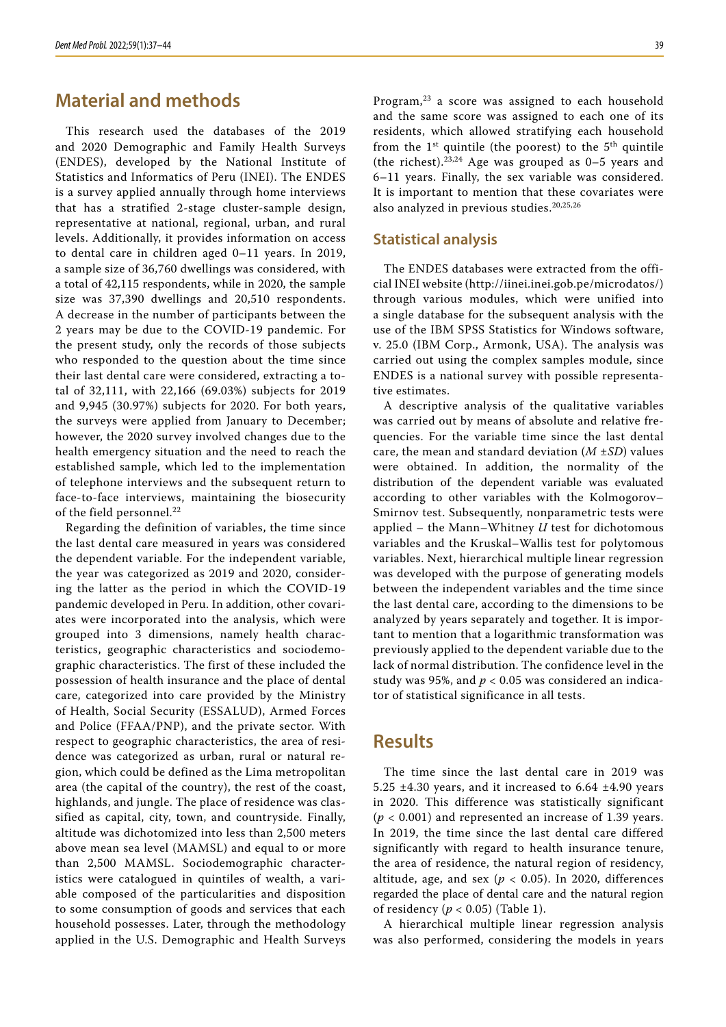## Material and methods

This research used the databases of the 2019 and 2020 Demographic and Family Health Surveys (ENDES), developed by the National Institute of Statistics and Informatics of Peru (INEI). The ENDES is a survey applied annually through home interviews that has a stratified 2-stage cluster-sample design, representative at national, regional, urban, and rural levels. Additionally, it provides information on access to dental care in children aged 0–11 years. In 2019, a sample size of 36,760 dwellings was considered, with a total of 42,115 respondents, while in 2020, the sample size was 37,390 dwellings and 20,510 respondents. A decrease in the number of participants between the 2 years may be due to the COVID-19 pandemic. For the present study, only the records of those subjects who responded to the question about the time since their last dental care were considered, extracting a total of 32,111, with 22,166 (69.03%) subjects for 2019 and 9,945 (30.97%) subjects for 2020. For both years, the surveys were applied from January to December; however, the 2020 survey involved changes due to the health emergency situation and the need to reach the established sample, which led to the implementation of telephone interviews and the subsequent return to face-to-face interviews, maintaining the biosecurity of the field personnel.[22]

Regarding the definition of variables, the time since the last dental care measured in years was considered the dependent variable. For the independent variable, the year was categorized as 2019 and 2020, considering the latter as the period in which the COVID-19 pandemic developed in Peru. In addition, other covariates were incorporated into the analysis, which were grouped into 3 dimensions, namely health characteristics, geographic characteristics and sociodemographic characteristics. The first of these included the possession of health insurance and the place of dental care, categorized into care provided by the Ministry of Health, Social Security (ESSALUD), Armed Forces and Police (FFAA/PNP), and the private sector. With respect to geographic characteristics, the area of residence was categorized as urban, rural or natural region, which could be defined as the Lima metropolitan area (the capital of the country), the rest of the coast, highlands, and jungle. The place of residence was classified as capital, city, town, and countryside. Finally, altitude was dichotomized into less than 2,500 meters above mean sea level (MAMSL) and equal to or more than 2,500 MAMSL. Sociodemographic characteristics were catalogued in quintiles of wealth, a variable composed of the particularities and disposition to some consumption of goods and services that each household possesses. Later, through the methodology applied in the U.S. Demographic and Health Surveys Program,[23] a score was assigned to each household and the same score was assigned to each one of its residents, which allowed stratifying each household from the 1st quintile (the poorest) to the 5th quintile (the richest).[23,24] Age was grouped as 0–5 years and 6–11 years. Finally, the sex variable was considered. It is important to mention that these covariates were also analyzed in previous studies.[20,25,26]

### Statistical analysis

The ENDES databases were extracted from the official INEI website (http://iinei.inei.gob.pe/microdatos/) through various modules, which were unified into a single database for the subsequent analysis with the use of the IBM SPSS Statistics for Windows software, v. 25.0 (IBM Corp., Armonk, USA). The analysis was carried out using the complex samples module, since ENDES is a national survey with possible representative estimates.

A descriptive analysis of the qualitative variables was carried out by means of absolute and relative frequencies. For the variable time since the last dental care, the mean and standard deviation ($M \pm SD$) values were obtained. In addition, the normality of the distribution of the dependent variable was evaluated according to other variables with the Kolmogorov–Smirnov test. Subsequently, nonparametric tests were applied – the Mann–Whitney $U$ test for dichotomous variables and the Kruskal–Wallis test for polytomous variables. Next, hierarchical multiple linear regression was developed with the purpose of generating models between the independent variables and the time since the last dental care, according to the dimensions to be analyzed by years separately and together. It is important to mention that a logarithmic transformation was previously applied to the dependent variable due to the lack of normal distribution. The confidence level in the study was 95%, and $p < 0.05$ was considered an indicator of statistical significance in all tests.

## Results

The time since the last dental care in 2019 was 5.25 ±4.30 years, and it increased to 6.64 ±4.90 years in 2020. This difference was statistically significant ($p < 0.001$) and represented an increase of 1.39 years. In 2019, the time since the last dental care differed significantly with regard to health insurance tenure, the area of residence, the natural region of residency, altitude, age, and sex ($p < 0.05$). In 2020, differences regarded the place of dental care and the natural region of residency ($p < 0.05$) (Table 1).

A hierarchical multiple linear regression analysis was also performed, considering the models in years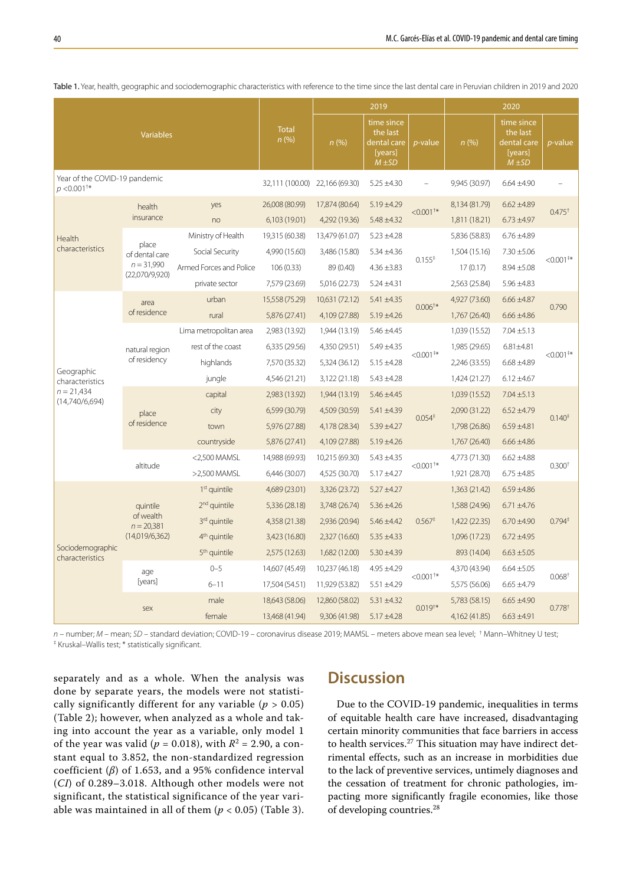Table 1. Year, health, geographic and sociodemographic characteristics with reference to the time since the last dental care in Peruvian children in 2019 and 2020

| Variables | | | Total n (%) | 2019 | | | 2020 | | |
|---|---|---|---|---|---|---|---|---|---|
| | | | | n (%) | time since the last dental care [years] M ±SD | p-value | n (%) | time since the last dental care [years] M ±SD | p-value |
| Year of the COVID-19 pandemic $p < 0.001$ †* | | | 32,111 (100.00) | 22,166 (69.30) | 5.25 ±4.30 | – | 9,945 (30.97) | 6.64 ±4.90 | – |
| Health characteristics | health insurance | yes | 26,008 (80.99) | 17,874 (80.64) | 5.19 ±4.29 | <0.001†* | 8,134 (81.79) | 6.62 ±4.89 | 0.475† |
| | | no | 6,103 (19.01) | 4,292 (19.36) | 5.48 ±4.32 | | 1,811 (18.21) | 6.73 ±4.97 | |
| | place of dental care $n = 31{,}990$ (22,070/9,920) | Ministry of Health | 19,315 (60.38) | 13,479 (61.07) | 5.23 ±4.28 | 0.155‡ | 5,836 (58.83) | 6.76 ±4.89 | <0.001‡* |
| | | Social Security | 4,990 (15.60) | 3,486 (15.80) | 5.34 ±4.36 | | 1,504 (15.16) | 7.30 ±5.06 | |
| | | Armed Forces and Police | 106 (0.33) | 89 (0.40) | 4.36 ±3.83 | | 17 (0.17) | 8.94 ±5.08 | |
| | | private sector | 7,579 (23.69) | 5,016 (22.73) | 5.24 ±4.31 | | 2,563 (25.84) | 5.96 ±4.83 | |
| Geographic characteristics $n = 21{,}434$ (14,740/6,694) | area of residence | urban | 15,558 (75.29) | 10,631 (72.12) | 5.41 ±4.35 | 0.006†* | 4,927 (73.60) | 6.66 ±4.87 | 0.790 |
| | | rural | 5,876 (27.41) | 4,109 (27.88) | 5.19 ±4.26 | | 1,767 (26.40) | 6.66 ±4.86 | |
| | natural region of residency | Lima metropolitan area | 2,983 (13.92) | 1,944 (13.19) | 5.46 ±4.45 | <0.001‡* | 1,039 (15.52) | 7.04 ±5.13 | <0.001‡* |
| | | rest of the coast | 6,335 (29.56) | 4,350 (29.51) | 5.49 ±4.35 | | 1,985 (29.65) | 6.81±4.81 | |
| | | highlands | 7,570 (35.32) | 5,324 (36.12) | 5.15 ±4.28 | | 2,246 (33.55) | 6.68 ±4.89 | |
| | | jungle | 4,546 (21.21) | 3,122 (21.18) | 5.43 ±4.28 | | 1,424 (21.27) | 6.12 ±4.67 | |
| | place of residence | capital | 2,983 (13.92) | 1,944 (13.19) | 5.46 ±4.45 | 0.054‡ | 1,039 (15.52) | 7.04 ±5.13 | 0.140‡ |
| | | city | 6,599 (30.79) | 4,509 (30.59) | 5.41 ±4.39 | | 2,090 (31.22) | 6.52 ±4.79 | |
| | | town | 5,976 (27.88) | 4,178 (28.34) | 5.39 ±4.27 | | 1,798 (26.86) | 6.59 ±4.81 | |
| | | countryside | 5,876 (27.41) | 4,109 (27.88) | 5.19 ±4.26 | | 1,767 (26.40) | 6.66 ±4.86 | |
| | altitude | <2,500 MAMSL | 14,988 (69.93) | 10,215 (69.30) | 5.43 ±4.35 | <0.001†* | 4,773 (71.30) | 6.62 ±4.88 | 0.300† |
| | | >2,500 MAMSL | 6,446 (30.07) | 4,525 (30.70) | 5.17 ±4.27 | | 1,921 (28.70) | 6.75 ±4.85 | |
| Sociodemographic characteristics | quintile of wealth $n = 20{,}381$ (14,019/6,362) | 1st quintile | 4,689 (23.01) | 3,326 (23.72) | 5.27 ±4.27 | 0.567‡ | 1,363 (21.42) | 6.59 ±4.86 | 0.794‡ |
| | | 2nd quintile | 5,336 (28.18) | 3,748 (26.74) | 5.36 ±4.26 | | 1,588 (24.96) | 6.71 ±4.76 | |
| | | 3rd quintile | 4,358 (21.38) | 2,936 (20.94) | 5.46 ±4.42 | | 1,422 (22.35) | 6.70 ±4.90 | |
| | | 4th quintile | 3,423 (16.80) | 2,327 (16.60) | 5.35 ±4.33 | | 1,096 (17.23) | 6.72 ±4.95 | |
| | | 5th quintile | 2,575 (12.63) | 1,682 (12.00) | 5.30 ±4.39 | | 893 (14.04) | 6.63 ±5.05 | |
| | age [years] | 0–5 | 14,607 (45.49) | 10,237 (46.18) | 4.95 ±4.29 | <0.001†* | 4,370 (43.94) | 6.64 ±5.05 | 0.068† |
| | | 6–11 | 17,504 (54.51) | 11,929 (53.82) | 5.51 ±4.29 | | 5,575 (56.06) | 6.65 ±4.79 | |
| | sex | male | 18,643 (58.06) | 12,860 (58.02) | 5.31 ±4.32 | 0.019†* | 5,783 (58.15) | 6.65 ±4.90 | 0.778† |
| | | female | 13,468 (41.94) | 9,306 (41.98) | 5.17 ±4.28 | | 4,162 (41.85) | 6.63 ±4.91 | |

n – number; M – mean; SD – standard deviation; COVID-19 – coronavirus disease 2019; MAMSL – meters above mean sea level; † Mann–Whitney U test; ‡ Kruskal–Wallis test; * statistically significant.

separately and as a whole. When the analysis was done by separate years, the models were not statistically significantly different for any variable ($p > 0.05$) (Table 2); however, when analyzed as a whole and taking into account the year as a variable, only model 1 of the year was valid ($p = 0.018$), with $R^2 = 2.90$, a constant equal to 3.852, the non-standardized regression coefficient ($\beta$) of 1.653, and a 95% confidence interval ($CI$) of 0.289–3.018. Although other models were not significant, the statistical significance of the year variable was maintained in all of them ($p < 0.05$) (Table 3).

## Discussion

Due to the COVID-19 pandemic, inequalities in terms of equitable health care have increased, disadvantaging certain minority communities that face barriers in access to health services.[27] This situation may have indirect detrimental effects, such as an increase in morbidities due to the lack of preventive services, untimely diagnoses and the cessation of treatment for chronic pathologies, impacting more significantly fragile economies, like those of developing countries.[28]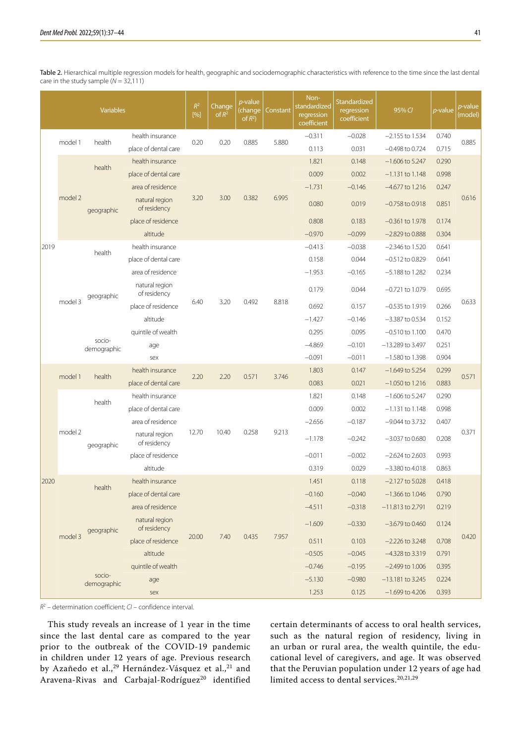Table 2. Hierarchical multiple regression models for health, geographic and sociodemographic characteristics with reference to the time since the last dental care in the study sample ($N$ = 32,111)

| Variables | | | | $R^2$ [%] | Change of $R^2$ | $p$-value (change of $R^2$) | Constant | Non-standardized regression coefficient | Standardized regression coefficient | 95% $CI$ | $p$-value | $p$-value (model) |
|---|---|---|---|---|---|---|---|---|---|---|---|---|
| 2019 | model 1 | health | health insurance | 0.20 | 0.20 | 0.885 | 5.880 | −0.311 | −0.028 | −2.155 to 1.534 | 0.740 | 0.885 |
| | | | place of dental care | | | | | 0.113 | 0.031 | −0.498 to 0.724 | 0.715 | |
| | model 2 | health | health insurance | 3.20 | 3.00 | 0.382 | 6.995 | 1.821 | 0.148 | −1.606 to 5.247 | 0.290 | 0.616 |
| | | | place of dental care | | | | | 0.009 | 0.002 | −1.131 to 1.148 | 0.998 | |
| | | geographic | area of residence | | | | | −1.731 | −0.146 | −4.677 to 1.216 | 0.247 | |
| | | | natural region of residency | | | | | 0.080 | 0.019 | −0.758 to 0.918 | 0.851 | |
| | | | place of residence | | | | | 0.808 | 0.183 | −0.361 to 1.978 | 0.174 | |
| | | | altitude | | | | | −0.970 | −0.099 | −2.829 to 0.888 | 0.304 | |
| | model 3 | health | health insurance | 6.40 | 3.20 | 0.492 | 8.818 | −0.413 | −0.038 | −2.346 to 1.520 | 0.641 | 0.633 |
| | | | place of dental care | | | | | 0.158 | 0.044 | −0.512 to 0.829 | 0.641 | |
| | | geographic | area of residence | | | | | −1.953 | −0.165 | −5.188 to 1.282 | 0.234 | |
| | | | natural region of residency | | | | | 0.179 | 0.044 | −0.721 to 1.079 | 0.695 | |
| | | | place of residence | | | | | 0.692 | 0.157 | −0.535 to 1.919 | 0.266 | |
| | | | altitude | | | | | −1.427 | −0.146 | −3.387 to 0.534 | 0.152 | |
| | | socio-demographic | quintile of wealth | | | | | 0.295 | 0.095 | −0.510 to 1.100 | 0.470 | |
| | | | age | | | | | −4.869 | −0.101 | −13.289 to 3.497 | 0.251 | |
| | | | sex | | | | | −0.091 | −0.011 | −1.580 to 1.398 | 0.904 | |
| 2020 | model 1 | health | health insurance | 2.20 | 2.20 | 0.571 | 3.746 | 1.803 | 0.147 | −1.649 to 5.254 | 0.299 | 0.571 |
| | | | place of dental care | | | | | 0.083 | 0.021 | −1.050 to 1.216 | 0.883 | |
| | model 2 | health | health insurance | 12.70 | 10.40 | 0.258 | 9.213 | 1.821 | 0.148 | −1.606 to 5.247 | 0.290 | 0.371 |
| | | | place of dental care | | | | | 0.009 | 0.002 | −1.131 to 1.148 | 0.998 | |
| | | geographic | area of residence | | | | | −2.656 | −0.187 | −9.044 to 3.732 | 0.407 | |
| | | | natural region of residency | | | | | −1.178 | −0.242 | −3.037 to 0.680 | 0.208 | |
| | | | place of residence | | | | | −0.011 | −0.002 | −2.624 to 2.603 | 0.993 | |
| | | | altitude | | | | | 0.319 | 0.029 | −3.380 to 4.018 | 0.863 | |
| | model 3 | health | health insurance | 20.00 | 7.40 | 0.435 | 7.957 | 1.451 | 0.118 | −2.127 to 5.028 | 0.418 | 0.420 |
| | | | place of dental care | | | | | −0.160 | −0.040 | −1.366 to 1.046 | 0.790 | |
| | | geographic | area of residence | | | | | −4.511 | −0.318 | −11.813 to 2.791 | 0.219 | |
| | | | natural region of residency | | | | | −1.609 | −0.330 | −3.679 to 0.460 | 0.124 | |
| | | | place of residence | | | | | 0.511 | 0.103 | −2.226 to 3.248 | 0.708 | |
| | | | altitude | | | | | −0.505 | −0.045 | −4.328 to 3.319 | 0.791 | |
| | | socio-demographic | quintile of wealth | | | | | −0.746 | −0.195 | −2.499 to 1.006 | 0.395 | |
| | | | age | | | | | −5.130 | −0.980 | −13.181 to 3.245 | 0.224 | |
| | | | sex | | | | | 1.253 | 0.125 | −1.699 to 4.206 | 0.393 | |

$R^2$ – determination coefficient; $CI$ – confidence interval.

This study reveals an increase of 1 year in the time since the last dental care as compared to the year prior to the outbreak of the COVID-19 pandemic in children under 12 years of age. Previous research by Azañedo et al.,[29] Hernández-Vásquez et al.,[21] and Aravena-Rivas and Carbajal-Rodríguez[20] identified certain determinants of access to oral health services, such as the natural region of residency, living in an urban or rural area, the wealth quintile, the educational level of caregivers, and age. It was observed that the Peruvian population under 12 years of age had limited access to dental services.[20,21,29]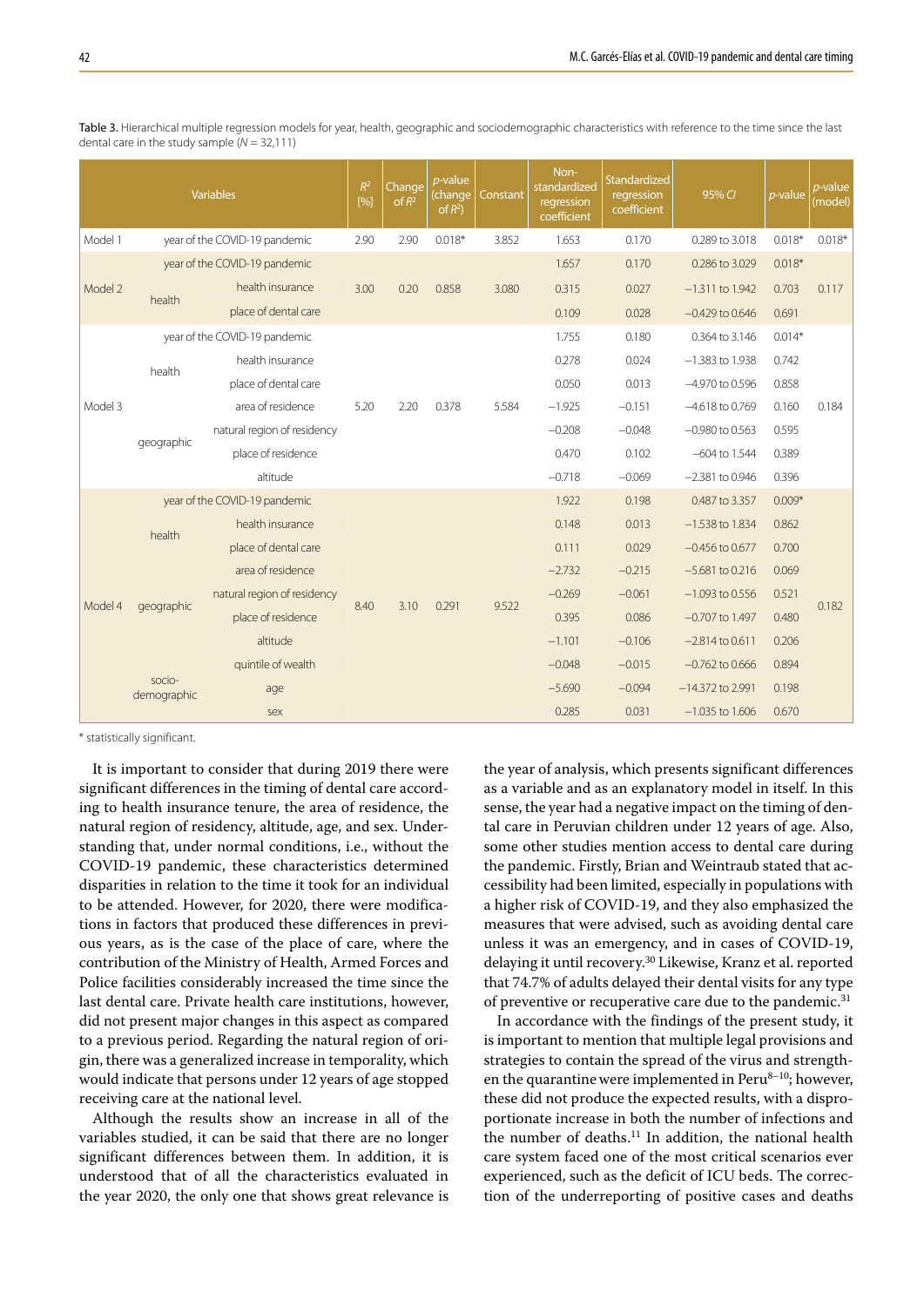Table 3. Hierarchical multiple regression models for year, health, geographic and sociodemographic characteristics with reference to the time since the last dental care in the study sample (*N* = 32,111)

| Variables | | | $R^2$ [%] | Change of $R^2$ | *p*-value (change of $R^2$) | Constant | Non-standardized regression coefficient | Standardized regression coefficient | 95% *CI* | *p*-value | *p*-value (model) |
|---|---|---|---|---|---|---|---|---|---|---|---|
| Model 1 | year of the COVID-19 pandemic | | 2.90 | 2.90 | 0.018* | 3.852 | 1.653 | 0.170 | 0.289 to 3.018 | 0.018* | 0.018* |
| Model 2 | year of the COVID-19 pandemic | | 3.00 | 0.20 | 0.858 | 3.080 | 1.657 | 0.170 | 0.286 to 3.029 | 0.018* | 0.117 |
| | health | health insurance | | | | | 0.315 | 0.027 | −1.311 to 1.942 | 0.703 | |
| | | place of dental care | | | | | 0.109 | 0.028 | −0.429 to 0.646 | 0.691 | |
| Model 3 | year of the COVID-19 pandemic | | 5.20 | 2.20 | 0.378 | 5.584 | 1.755 | 0.180 | 0.364 to 3.146 | 0.014* | 0.184 |
| | health | health insurance | | | | | 0.278 | 0.024 | −1.383 to 1.938 | 0.742 | |
| | | place of dental care | | | | | 0.050 | 0.013 | −4.970 to 0.596 | 0.858 | |
| | geographic | area of residence | | | | | −1.925 | −0.151 | −4.618 to 0.769 | 0.160 | |
| | | natural region of residency | | | | | −0.208 | −0.048 | −0.980 to 0.563 | 0.595 | |
| | | place of residence | | | | | 0.470 | 0.102 | −604 to 1.544 | 0.389 | |
| | | altitude | | | | | −0.718 | −0.069 | −2.381 to 0.946 | 0.396 | |
| Model 4 | year of the COVID-19 pandemic | | 8.40 | 3.10 | 0.291 | 9.522 | 1.922 | 0.198 | 0.487 to 3.357 | 0.009* | 0.182 |
| | health | health insurance | | | | | 0.148 | 0.013 | −1.538 to 1.834 | 0.862 | |
| | | place of dental care | | | | | 0.111 | 0.029 | −0.456 to 0.677 | 0.700 | |
| | geographic | area of residence | | | | | −2.732 | −0.215 | −5.681 to 0.216 | 0.069 | |
| | | natural region of residency | | | | | −0.269 | −0.061 | −1.093 to 0.556 | 0.521 | |
| | | place of residence | | | | | 0.395 | 0.086 | −0.707 to 1.497 | 0.480 | |
| | | altitude | | | | | −1.101 | −0.106 | −2.814 to 0.611 | 0.206 | |
| | socio-demographic | quintile of wealth | | | | | −0.048 | −0.015 | −0.762 to 0.666 | 0.894 | |
| | | age | | | | | −5.690 | −0.094 | −14.372 to 2.991 | 0.198 | |
| | | sex | | | | | 0.285 | 0.031 | −1.035 to 1.606 | 0.670 | |

\* statistically significant.

It is important to consider that during 2019 there were significant differences in the timing of dental care according to health insurance tenure, the area of residence, the natural region of residency, altitude, age, and sex. Understanding that, under normal conditions, i.e., without the COVID-19 pandemic, these characteristics determined disparities in relation to the time it took for an individual to be attended. However, for 2020, there were modifications in factors that produced these differences in previous years, as is the case of the place of care, where the contribution of the Ministry of Health, Armed Forces and Police facilities considerably increased the time since the last dental care. Private health care institutions, however, did not present major changes in this aspect as compared to a previous period. Regarding the natural region of origin, there was a generalized increase in temporality, which would indicate that persons under 12 years of age stopped receiving care at the national level.

Although the results show an increase in all of the variables studied, it can be said that there are no longer significant differences between them. In addition, it is understood that of all the characteristics evaluated in the year 2020, the only one that shows great relevance is the year of analysis, which presents significant differences as a variable and as an explanatory model in itself. In this sense, the year had a negative impact on the timing of dental care in Peruvian children under 12 years of age. Also, some other studies mention access to dental care during the pandemic. Firstly, Brian and Weintraub stated that accessibility had been limited, especially in populations with a higher risk of COVID-19, and they also emphasized the measures that were advised, such as avoiding dental care unless it was an emergency, and in cases of COVID-19, delaying it until recovery.[30] Likewise, Kranz et al. reported that 74.7% of adults delayed their dental visits for any type of preventive or recuperative care due to the pandemic.[31]

In accordance with the findings of the present study, it is important to mention that multiple legal provisions and strategies to contain the spread of the virus and strengthen the quarantine were implemented in Peru[8–10]; however, these did not produce the expected results, with a disproportionate increase in both the number of infections and the number of deaths.[11] In addition, the national health care system faced one of the most critical scenarios ever experienced, such as the deficit of ICU beds. The correction of the underreporting of positive cases and deaths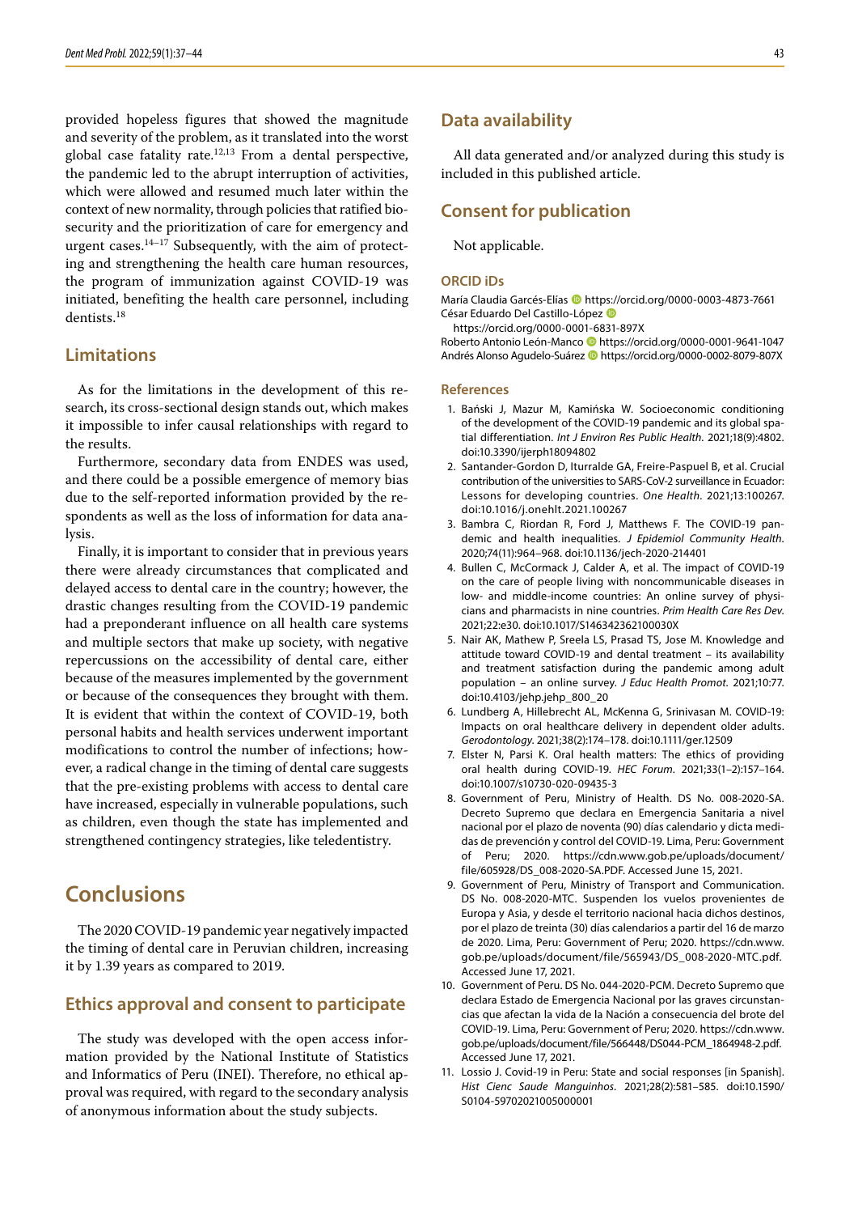provided hopeless figures that showed the magnitude and severity of the problem, as it translated into the worst global case fatality rate.[12,13] From a dental perspective, the pandemic led to the abrupt interruption of activities, which were allowed and resumed much later within the context of new normality, through policies that ratified biosecurity and the prioritization of care for emergency and urgent cases.[14–17] Subsequently, with the aim of protecting and strengthening the health care human resources, the program of immunization against COVID-19 was initiated, benefiting the health care personnel, including dentists.[18]

## Limitations

As for the limitations in the development of this research, its cross-sectional design stands out, which makes it impossible to infer causal relationships with regard to the results.

Furthermore, secondary data from ENDES was used, and there could be a possible emergence of memory bias due to the self-reported information provided by the respondents as well as the loss of information for data analysis.

Finally, it is important to consider that in previous years there were already circumstances that complicated and delayed access to dental care in the country; however, the drastic changes resulting from the COVID-19 pandemic had a preponderant influence on all health care systems and multiple sectors that make up society, with negative repercussions on the accessibility of dental care, either because of the measures implemented by the government or because of the consequences they brought with them. It is evident that within the context of COVID-19, both personal habits and health services underwent important modifications to control the number of infections; however, a radical change in the timing of dental care suggests that the pre-existing problems with access to dental care have increased, especially in vulnerable populations, such as children, even though the state has implemented and strengthened contingency strategies, like teledentistry.

# Conclusions

The 2020 COVID-19 pandemic year negatively impacted the timing of dental care in Peruvian children, increasing it by 1.39 years as compared to 2019.

## Ethics approval and consent to participate

The study was developed with the open access information provided by the National Institute of Statistics and Informatics of Peru (INEI). Therefore, no ethical approval was required, with regard to the secondary analysis of anonymous information about the study subjects.

## Data availability

All data generated and/or analyzed during this study is included in this published article.

## Consent for publication

Not applicable.

### ORCID iDs

María Claudia Garcés-Elías https://orcid.org/0000-0003-4873-7661
César Eduardo Del Castillo-López https://orcid.org/0000-0001-6831-897X
Roberto Antonio León-Manco https://orcid.org/0000-0001-9641-1047
Andrés Alonso Agudelo-Suárez https://orcid.org/0000-0002-8079-807X

### References

1. Bański J, Mazur M, Kamińska W. Socioeconomic conditioning of the development of the COVID-19 pandemic and its global spatial differentiation. *Int J Environ Res Public Health*. 2021;18(9):4802. doi:10.3390/ijerph18094802
2. Santander-Gordon D, Iturralde GA, Freire-Paspuel B, et al. Crucial contribution of the universities to SARS-CoV-2 surveillance in Ecuador: Lessons for developing countries. *One Health*. 2021;13:100267. doi:10.1016/j.onehlt.2021.100267
3. Bambra C, Riordan R, Ford J, Matthews F. The COVID-19 pandemic and health inequalities. *J Epidemiol Community Health*. 2020;74(11):964–968. doi:10.1136/jech-2020-214401
4. Bullen C, McCormack J, Calder A, et al. The impact of COVID-19 on the care of people living with noncommunicable diseases in low- and middle-income countries: An online survey of physicians and pharmacists in nine countries. *Prim Health Care Res Dev*. 2021;22:e30. doi:10.1017/S146342362100030X
5. Nair AK, Mathew P, Sreela LS, Prasad TS, Jose M. Knowledge and attitude toward COVID-19 and dental treatment – its availability and treatment satisfaction during the pandemic among adult population – an online survey. *J Educ Health Promot*. 2021;10:77. doi:10.4103/jehp.jehp_800_20
6. Lundberg A, Hillebrecht AL, McKenna G, Srinivasan M. COVID-19: Impacts on oral healthcare delivery in dependent older adults. *Gerodontology*. 2021;38(2):174–178. doi:10.1111/ger.12509
7. Elster N, Parsi K. Oral health matters: The ethics of providing oral health during COVID-19. *HEC Forum*. 2021;33(1–2):157–164. doi:10.1007/s10730-020-09435-3
8. Government of Peru, Ministry of Health. DS No. 008-2020-SA. Decreto Supremo que declara en Emergencia Sanitaria a nivel nacional por el plazo de noventa (90) días calendario y dicta medidas de prevención y control del COVID-19. Lima, Peru: Government of Peru; 2020. https://cdn.www.gob.pe/uploads/document/file/605928/DS_008-2020-SA.PDF. Accessed June 15, 2021.
9. Government of Peru, Ministry of Transport and Communication. DS No. 008-2020-MTC. Suspenden los vuelos provenientes de Europa y Asia, y desde el territorio nacional hacia dichos destinos, por el plazo de treinta (30) días calendarios a partir del 16 de marzo de 2020. Lima, Peru: Government of Peru; 2020. https://cdn.www.gob.pe/uploads/document/file/565943/DS_008-2020-MTC.pdf. Accessed June 17, 2021.
10. Government of Peru. DS No. 044-2020-PCM. Decreto Supremo que declara Estado de Emergencia Nacional por las graves circunstancias que afectan la vida de la Nación a consecuencia del brote del COVID-19. Lima, Peru: Government of Peru; 2020. https://cdn.www.gob.pe/uploads/document/file/566448/DS044-PCM_1864948-2.pdf. Accessed June 17, 2021.
11. Lossio J. Covid-19 in Peru: State and social responses [in Spanish]. *Hist Cienc Saude Manguinhos*. 2021;28(2):581–585. doi:10.1590/S0104-59702021005000001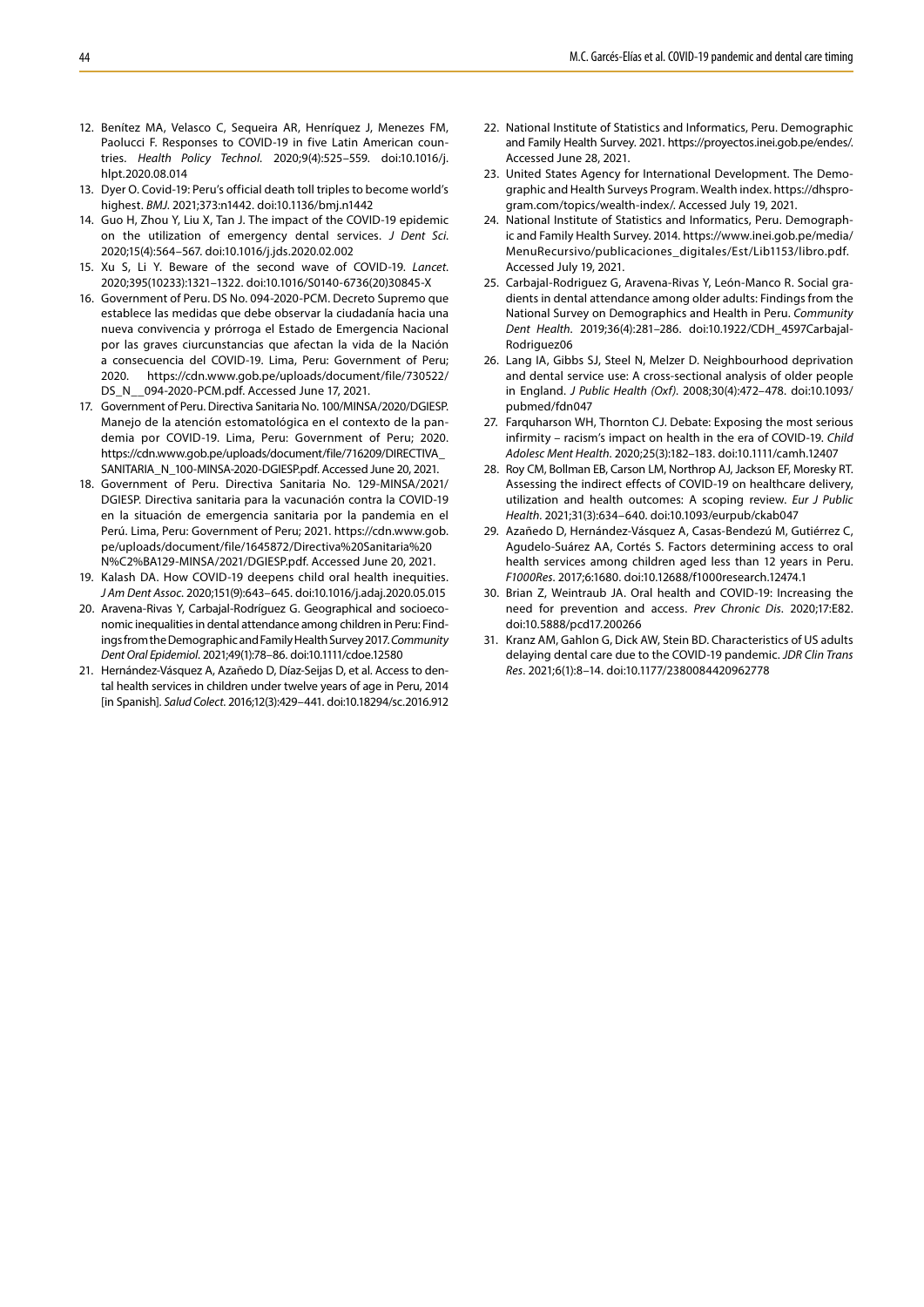12. Benítez MA, Velasco C, Sequeira AR, Henríquez J, Menezes FM, Paolucci F. Responses to COVID-19 in five Latin American countries. *Health Policy Technol.* 2020;9(4):525–559. doi:10.1016/j.hlpt.2020.08.014
13. Dyer O. Covid-19: Peru's official death toll triples to become world's highest. *BMJ.* 2021;373:n1442. doi:10.1136/bmj.n1442
14. Guo H, Zhou Y, Liu X, Tan J. The impact of the COVID-19 epidemic on the utilization of emergency dental services. *J Dent Sci.* 2020;15(4):564–567. doi:10.1016/j.jds.2020.02.002
15. Xu S, Li Y. Beware of the second wave of COVID-19. *Lancet.* 2020;395(10233):1321–1322. doi:10.1016/S0140-6736(20)30845-X
16. Government of Peru. DS No. 094-2020-PCM. Decreto Supremo que establece las medidas que debe observar la ciudadanía hacia una nueva convivencia y prórroga el Estado de Emergencia Nacional por las graves ciurcunstancias que afectan la vida de la Nación a consecuencia del COVID-19. Lima, Peru: Government of Peru; 2020. https://cdn.www.gob.pe/uploads/document/file/730522/DS_N__094-2020-PCM.pdf. Accessed June 17, 2021.
17. Government of Peru. Directiva Sanitaria No. 100/MINSA/2020/DGIESP. Manejo de la atención estomatológica en el contexto de la pandemia por COVID-19. Lima, Peru: Government of Peru; 2020. https://cdn.www.gob.pe/uploads/document/file/716209/DIRECTIVA_SANITARIA_N_100-MINSA-2020-DGIESP.pdf. Accessed June 20, 2021.
18. Government of Peru. Directiva Sanitaria No. 129-MINSA/2021/DGIESP. Directiva sanitaria para la vacunación contra la COVID-19 en la situación de emergencia sanitaria por la pandemia en el Perú. Lima, Peru: Government of Peru; 2021. https://cdn.www.gob.pe/uploads/document/file/1645872/Directiva%20Sanitaria%20N%C2%BA129-MINSA/2021/DGIESP.pdf. Accessed June 20, 2021.
19. Kalash DA. How COVID-19 deepens child oral health inequities. *J Am Dent Assoc.* 2020;151(9):643–645. doi:10.1016/j.adaj.2020.05.015
20. Aravena-Rivas Y, Carbajal-Rodríguez G. Geographical and socioeconomic inequalities in dental attendance among children in Peru: Findings from the Demographic and Family Health Survey 2017. *Community Dent Oral Epidemiol.* 2021;49(1):78–86. doi:10.1111/cdoe.12580
21. Hernández-Vásquez A, Azañedo D, Díaz-Seijas D, et al. Access to dental health services in children under twelve years of age in Peru, 2014 [in Spanish]. *Salud Colect.* 2016;12(3):429–441. doi:10.18294/sc.2016.912
22. National Institute of Statistics and Informatics, Peru. Demographic and Family Health Survey. 2021. https://proyectos.inei.gob.pe/endes/. Accessed June 28, 2021.
23. United States Agency for International Development. The Demographic and Health Surveys Program. Wealth index. https://dhsprogram.com/topics/wealth-index/. Accessed July 19, 2021.
24. National Institute of Statistics and Informatics, Peru. Demographic and Family Health Survey. 2014. https://www.inei.gob.pe/media/MenuRecursivo/publicaciones_digitales/Est/Lib1153/libro.pdf. Accessed July 19, 2021.
25. Carbajal-Rodriguez G, Aravena-Rivas Y, León-Manco R. Social gradients in dental attendance among older adults: Findings from the National Survey on Demographics and Health in Peru. *Community Dent Health.* 2019;36(4):281–286. doi:10.1922/CDH_4597Carbajal-Rodriguez06
26. Lang IA, Gibbs SJ, Steel N, Melzer D. Neighbourhood deprivation and dental service use: A cross-sectional analysis of older people in England. *J Public Health (Oxf).* 2008;30(4):472–478. doi:10.1093/pubmed/fdn047
27. Farquharson WH, Thornton CJ. Debate: Exposing the most serious infirmity – racism's impact on health in the era of COVID-19. *Child Adolesc Ment Health.* 2020;25(3):182–183. doi:10.1111/camh.12407
28. Roy CM, Bollman EB, Carson LM, Northrop AJ, Jackson EF, Moresky RT. Assessing the indirect effects of COVID-19 on healthcare delivery, utilization and health outcomes: A scoping review. *Eur J Public Health.* 2021;31(3):634–640. doi:10.1093/eurpub/ckab047
29. Azañedo D, Hernández-Vásquez A, Casas-Bendezú M, Gutiérrez C, Agudelo-Suárez AA, Cortés S. Factors determining access to oral health services among children aged less than 12 years in Peru. *F1000Res.* 2017;6:1680. doi:10.12688/f1000research.12474.1
30. Brian Z, Weintraub JA. Oral health and COVID-19: Increasing the need for prevention and access. *Prev Chronic Dis.* 2020;17:E82. doi:10.5888/pcd17.200266
31. Kranz AM, Gahlon G, Dick AW, Stein BD. Characteristics of US adults delaying dental care due to the COVID-19 pandemic. *JDR Clin Trans Res.* 2021;6(1):8–14. doi:10.1177/2380084420962778